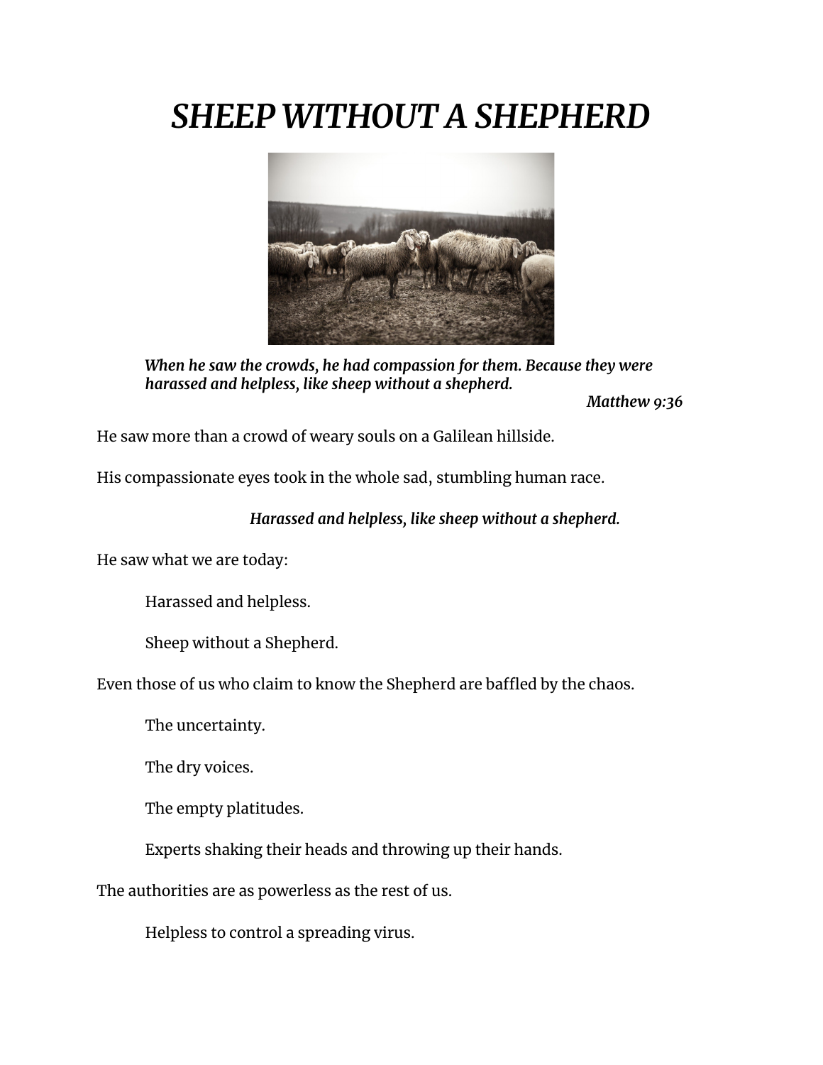# *SHEEP WITHOUT A SHEPHERD*

> ***When he saw the crowds, he had compassion for them. Because they were harassed and helpless, like sheep without a shepherd.***
>
> ***Matthew 9:36***

He saw more than a crowd of weary souls on a Galilean hillside.

His compassionate eyes took in the whole sad, stumbling human race.

***Harassed and helpless, like sheep without a shepherd.***

He saw what we are today:

> Harassed and helpless.
>
> Sheep without a Shepherd.

Even those of us who claim to know the Shepherd are baffled by the chaos.

> The uncertainty.
>
> The dry voices.
>
> The empty platitudes.
>
> Experts shaking their heads and throwing up their hands.

The authorities are as powerless as the rest of us.

> Helpless to control a spreading virus.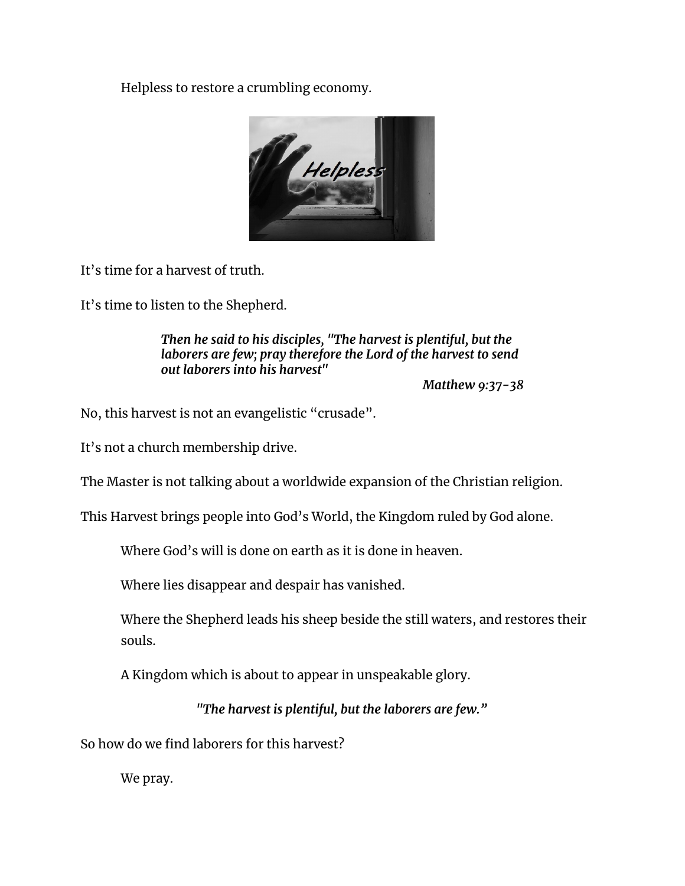Helpless to restore a crumbling economy.

It's time for a harvest of truth.

It's time to listen to the Shepherd.

> ***Then he said to his disciples, "The harvest is plentiful, but the laborers are few; pray therefore the Lord of the harvest to send out laborers into his harvest"***
>
> ***Matthew 9:37-38***

No, this harvest is not an evangelistic "crusade".

It's not a church membership drive.

The Master is not talking about a worldwide expansion of the Christian religion.

This Harvest brings people into God's World, the Kingdom ruled by God alone.

Where God's will is done on earth as it is done in heaven.

Where lies disappear and despair has vanished.

Where the Shepherd leads his sheep beside the still waters, and restores their souls.

A Kingdom which is about to appear in unspeakable glory.

***"The harvest is plentiful, but the laborers are few."***

So how do we find laborers for this harvest?

We pray.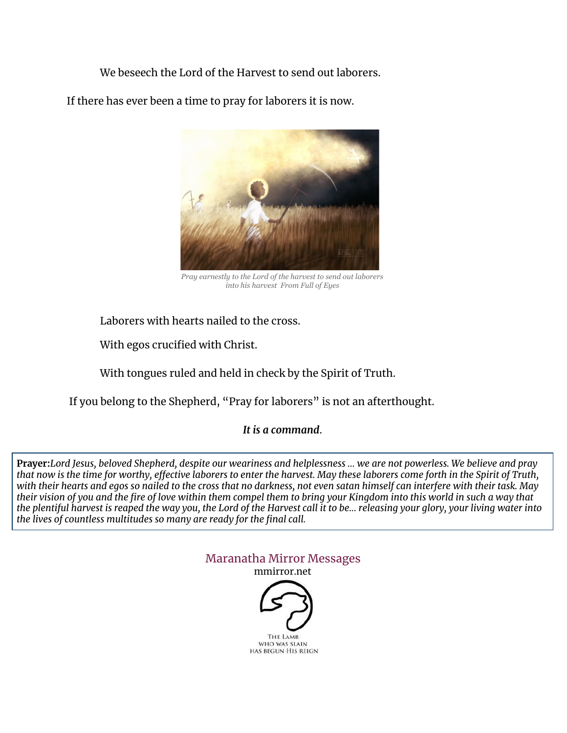We beseech the Lord of the Harvest to send out laborers.

If there has ever been a time to pray for laborers it is now.

*Pray earnestly to the Lord of the harvest to send out laborers into his harvest From Full of Eyes*

Laborers with hearts nailed to the cross.

With egos crucified with Christ.

With tongues ruled and held in check by the Spirit of Truth.

If you belong to the Shepherd, "Pray for laborers" is not an afterthought.

***It is a command.***

**Prayer:** *Lord Jesus, beloved Shepherd, despite our weariness and helplessness ... we are not powerless. We believe and pray that now is the time for worthy, effective laborers to enter the harvest. May these laborers come forth in the Spirit of Truth, with their hearts and egos so nailed to the cross that no darkness, not even satan himself can interfere with their task. May their vision of you and the fire of love within them compel them to bring your Kingdom into this world in such a way that the plentiful harvest is reaped the way you, the Lord of the Harvest call it to be... releasing your glory, your living water into the lives of countless multitudes so many are ready for the final call.*

Maranatha Mirror Messages

mmirror.net

THE LAMB WHO WAS SLAIN HAS BEGUN HIS REIGN